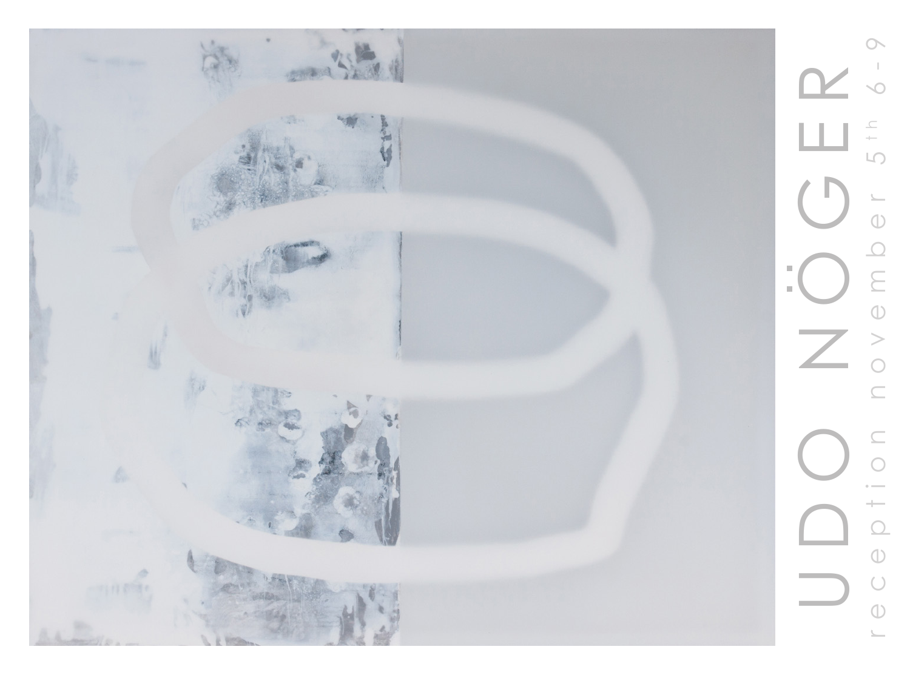# UDO NÖGER

reception november 5th 6-9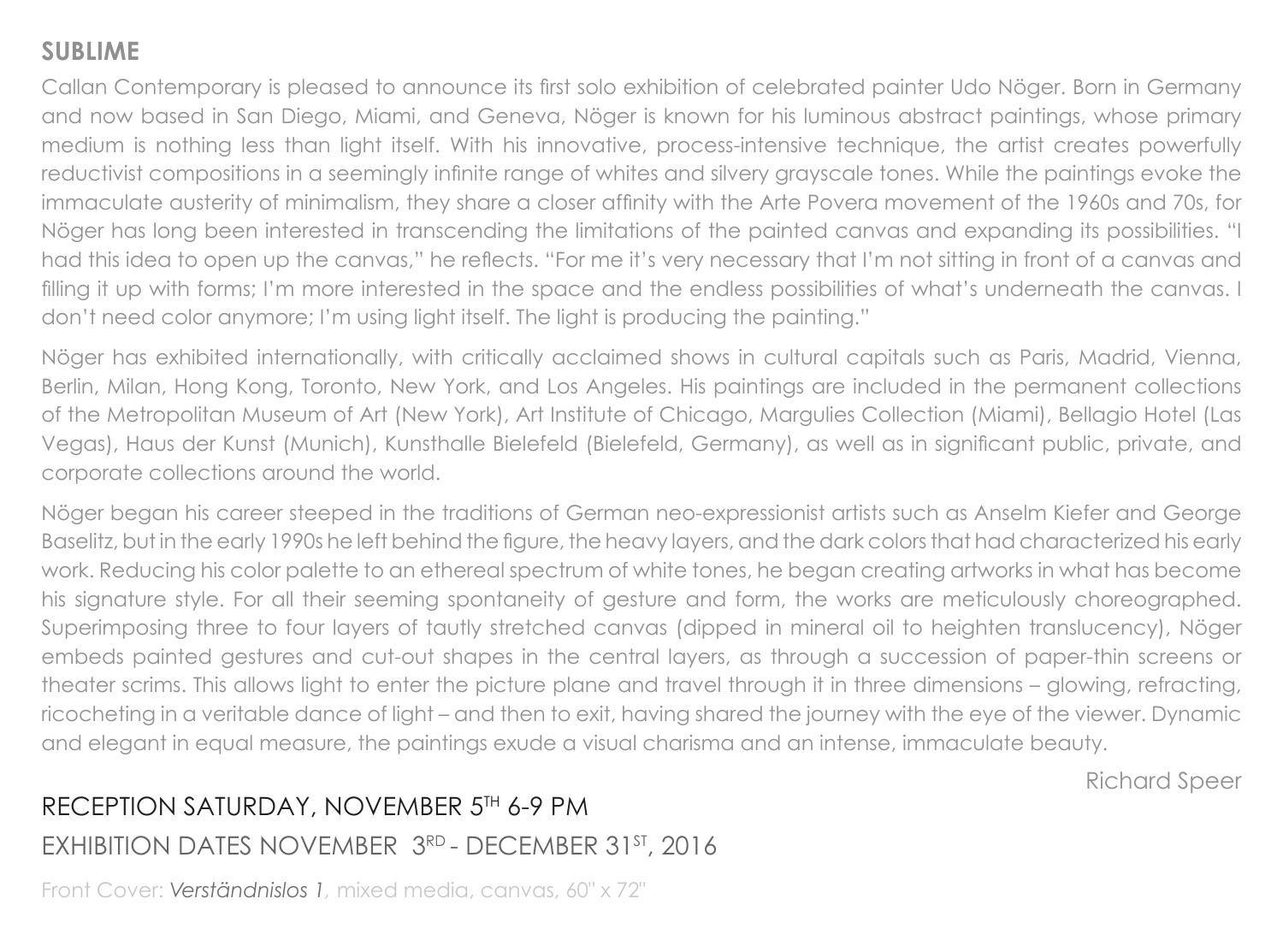## SUBLIME

Callan Contemporary is pleased to announce its first solo exhibition of celebrated painter Udo Nöger. Born in Germany and now based in San Diego, Miami, and Geneva, Nöger is known for his luminous abstract paintings, whose primary medium is nothing less than light itself. With his innovative, process-intensive technique, the artist creates powerfully reductivist compositions in a seemingly infinite range of whites and silvery grayscale tones. While the paintings evoke the immaculate austerity of minimalism, they share a closer affinity with the Arte Povera movement of the 1960s and 70s, for Nöger has long been interested in transcending the limitations of the painted canvas and expanding its possibilities. "I had this idea to open up the canvas," he reflects. "For me it's very necessary that I'm not sitting in front of a canvas and filling it up with forms; I'm more interested in the space and the endless possibilities of what's underneath the canvas. I don't need color anymore; I'm using light itself. The light is producing the painting."

Nöger has exhibited internationally, with critically acclaimed shows in cultural capitals such as Paris, Madrid, Vienna, Berlin, Milan, Hong Kong, Toronto, New York, and Los Angeles. His paintings are included in the permanent collections of the Metropolitan Museum of Art (New York), Art Institute of Chicago, Margulies Collection (Miami), Bellagio Hotel (Las Vegas), Haus der Kunst (Munich), Kunsthalle Bielefeld (Bielefeld, Germany), as well as in significant public, private, and corporate collections around the world.

Nöger began his career steeped in the traditions of German neo-expressionist artists such as Anselm Kiefer and George Baselitz, but in the early 1990s he left behind the figure, the heavy layers, and the dark colors that had characterized his early work. Reducing his color palette to an ethereal spectrum of white tones, he began creating artworks in what has become his signature style. For all their seeming spontaneity of gesture and form, the works are meticulously choreographed. Superimposing three to four layers of tautly stretched canvas (dipped in mineral oil to heighten translucency), Nöger embeds painted gestures and cut-out shapes in the central layers, as through a succession of paper-thin screens or theater scrims. This allows light to enter the picture plane and travel through it in three dimensions – glowing, refracting, ricocheting in a veritable dance of light – and then to exit, having shared the journey with the eye of the viewer. Dynamic and elegant in equal measure, the paintings exude a visual charisma and an intense, immaculate beauty.

Richard Speer

RECEPTION SATURDAY, NOVEMBER 5TH 6-9 PM

EXHIBITION DATES NOVEMBER 3RD - DECEMBER 31ST, 2016

Front Cover: *Verständnislos 1*, mixed media, canvas, 60" x 72"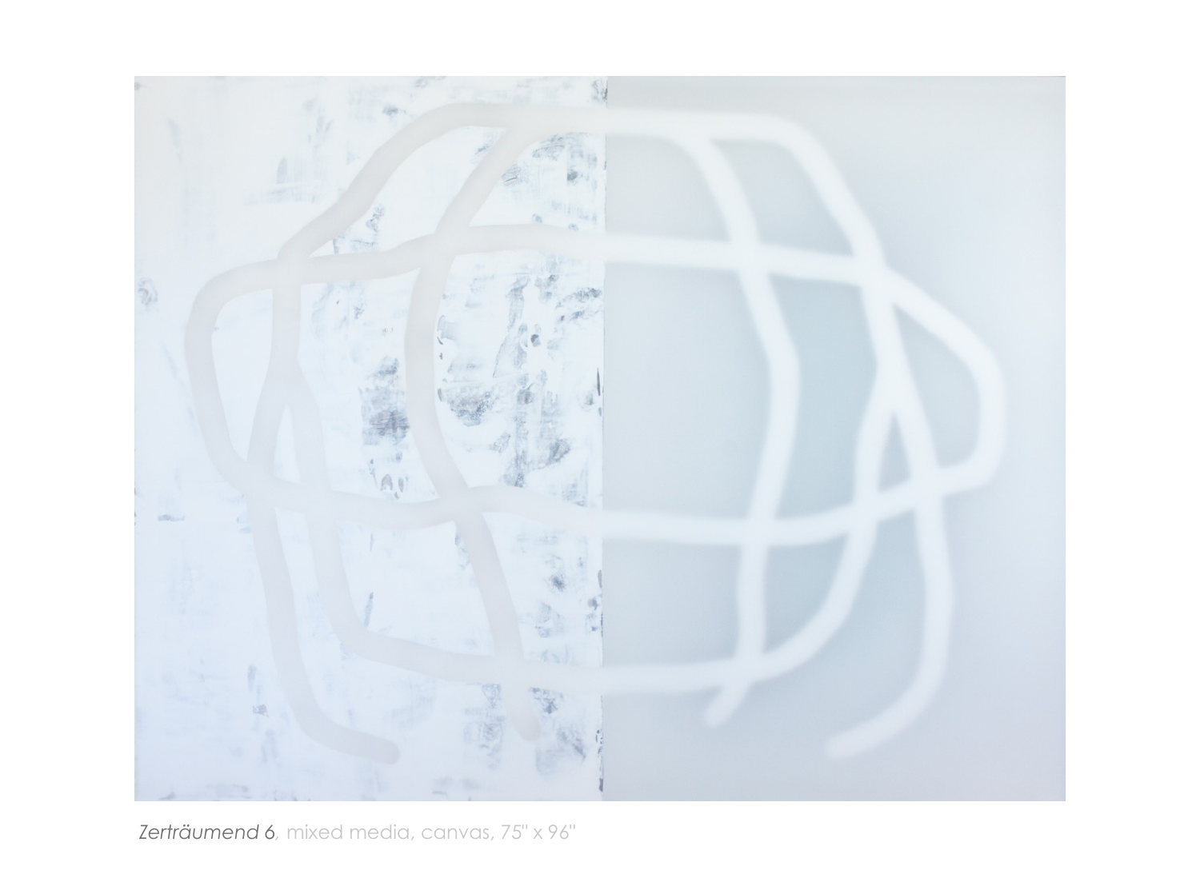*Zerträumend 6*, mixed media, canvas, 75" x 96"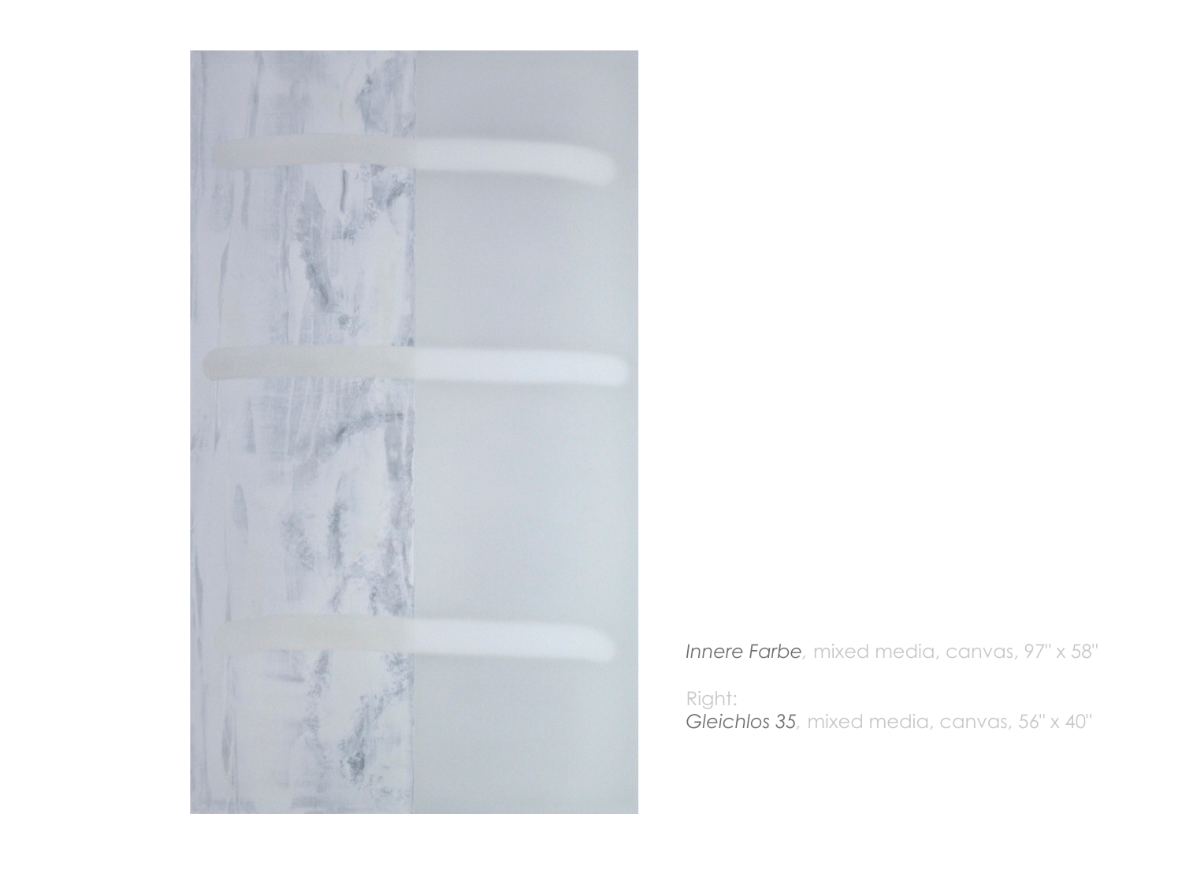*Innere Farbe*, mixed media, canvas, 97" x 58"

Right:
*Gleichlos 35*, mixed media, canvas, 56" x 40"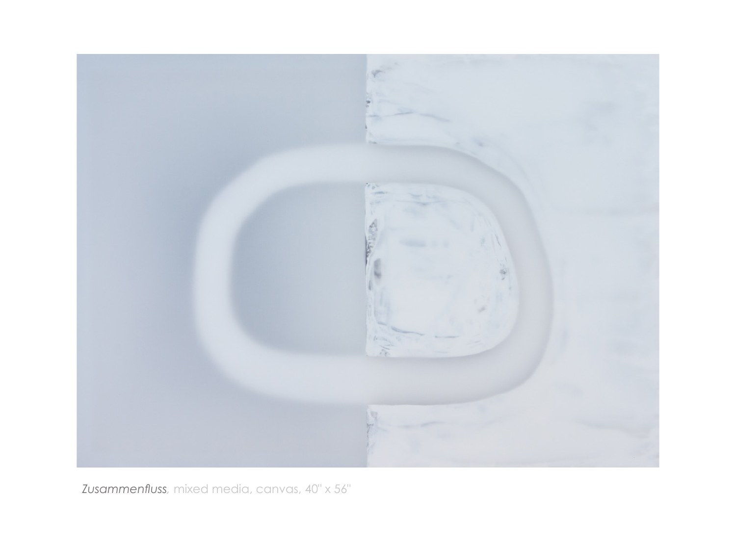*Zusammenfluss*, mixed media, canvas, 40" x 56"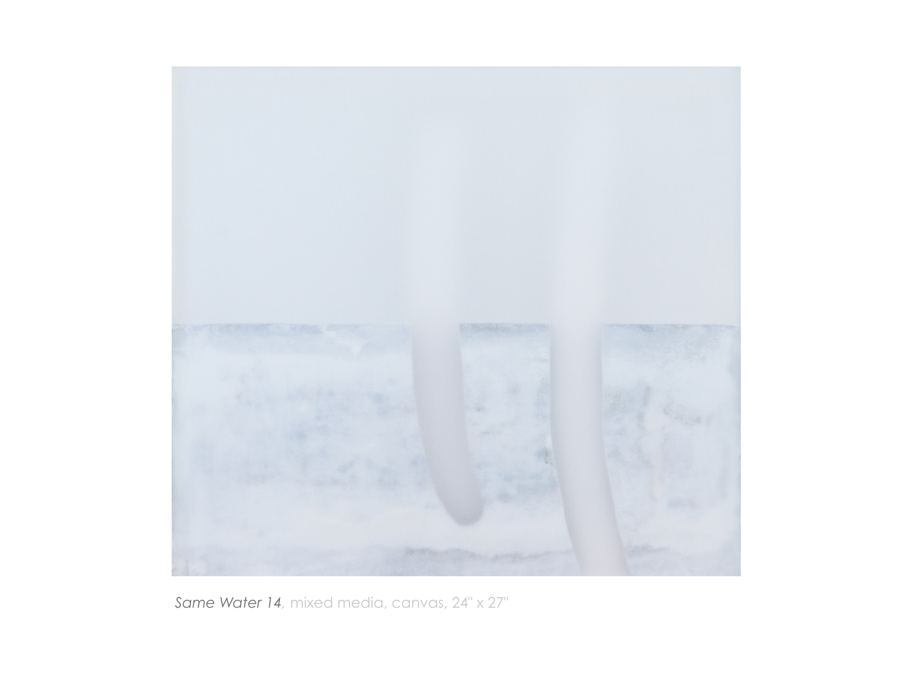*Same Water 14*, mixed media, canvas, 24" x 27"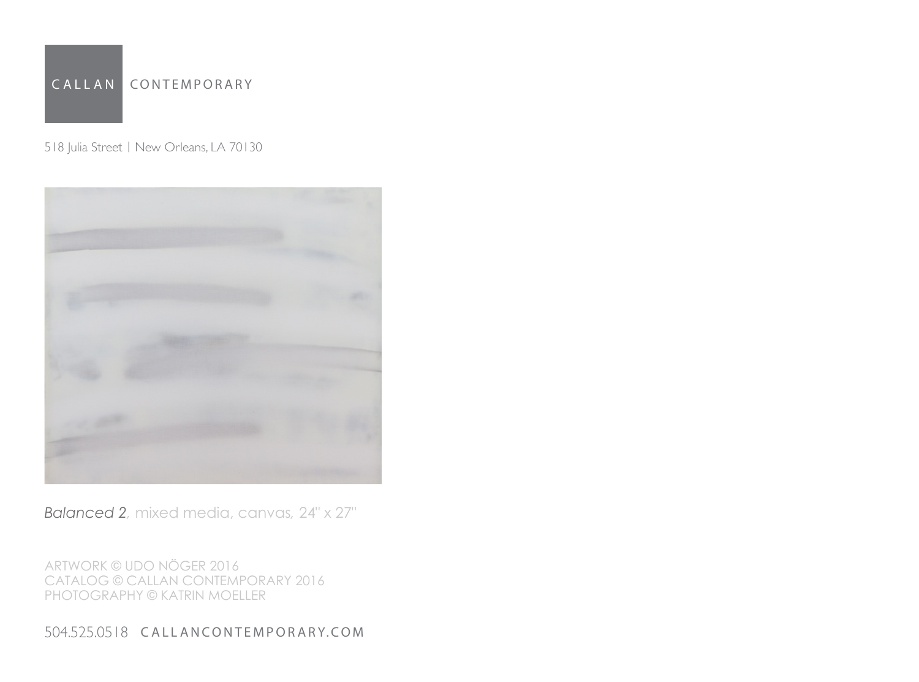CALLAN CONTEMPORARY

518 Julia Street | New Orleans, LA 70130

*Balanced 2*, mixed media, canvas, 24" x 27"

ARTWORK © UDO NÖGER 2016
CATALOG © CALLAN CONTEMPORARY 2016
PHOTOGRAPHY © KATRIN MOELLER

504.525.0518 CALLANCONTEMPORARY.COM